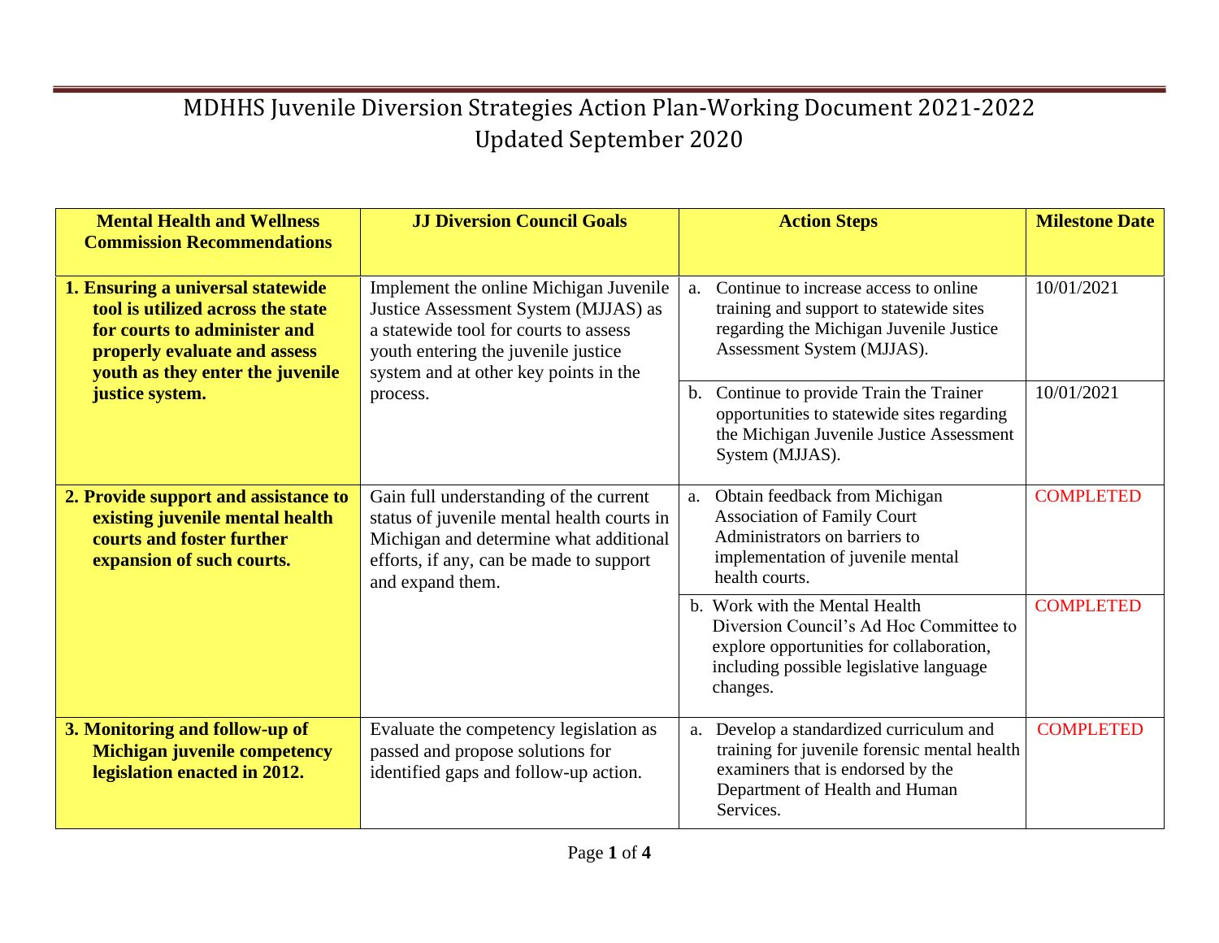# MDHHS Juvenile Diversion Strategies Action Plan-Working Document 2021-2022
## Updated September 2020

| Mental Health and Wellness Commission Recommendations | JJ Diversion Council Goals | Action Steps | Milestone Date |
|---|---|---|---|
| **1. Ensuring a universal statewide tool is utilized across the state for courts to administer and properly evaluate and assess youth as they enter the juvenile justice system.** | Implement the online Michigan Juvenile Justice Assessment System (MJJAS) as a statewide tool for courts to assess youth entering the juvenile justice system and at other key points in the process. | a. Continue to increase access to online training and support to statewide sites regarding the Michigan Juvenile Justice Assessment System (MJJAS). | 10/01/2021 |
| | | b. Continue to provide Train the Trainer opportunities to statewide sites regarding the Michigan Juvenile Justice Assessment System (MJJAS). | 10/01/2021 |
| **2. Provide support and assistance to existing juvenile mental health courts and foster further expansion of such courts.** | Gain full understanding of the current status of juvenile mental health courts in Michigan and determine what additional efforts, if any, can be made to support and expand them. | a. Obtain feedback from Michigan Association of Family Court Administrators on barriers to implementation of juvenile mental health courts. | COMPLETED |
| | | b. Work with the Mental Health Diversion Council's Ad Hoc Committee to explore opportunities for collaboration, including possible legislative language changes. | COMPLETED |
| **3. Monitoring and follow-up of Michigan juvenile competency legislation enacted in 2012.** | Evaluate the competency legislation as passed and propose solutions for identified gaps and follow-up action. | a. Develop a standardized curriculum and training for juvenile forensic mental health examiners that is endorsed by the Department of Health and Human Services. | COMPLETED |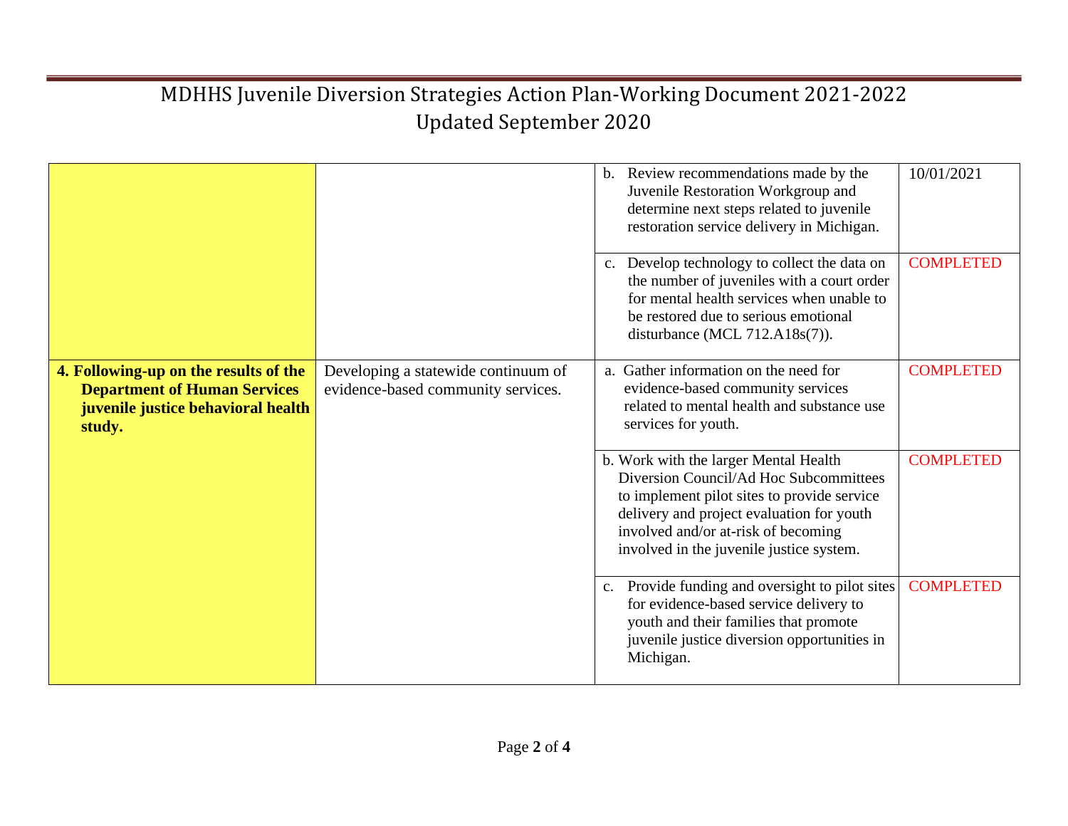# MDHHS Juvenile Diversion Strategies Action Plan-Working Document 2021-2022
## Updated September 2020

| | | | |
|---|---|---|---|
| | | b. Review recommendations made by the Juvenile Restoration Workgroup and determine next steps related to juvenile restoration service delivery in Michigan. | 10/01/2021 |
| | | c. Develop technology to collect the data on the number of juveniles with a court order for mental health services when unable to be restored due to serious emotional disturbance (MCL 712.A18s(7)). | COMPLETED |
| **4. Following-up on the results of the Department of Human Services juvenile justice behavioral health study.** | Developing a statewide continuum of evidence-based community services. | a. Gather information on the need for evidence-based community services related to mental health and substance use services for youth. | COMPLETED |
| | | b. Work with the larger Mental Health Diversion Council/Ad Hoc Subcommittees to implement pilot sites to provide service delivery and project evaluation for youth involved and/or at-risk of becoming involved in the juvenile justice system. | COMPLETED |
| | | c. Provide funding and oversight to pilot sites for evidence-based service delivery to youth and their families that promote juvenile justice diversion opportunities in Michigan. | COMPLETED |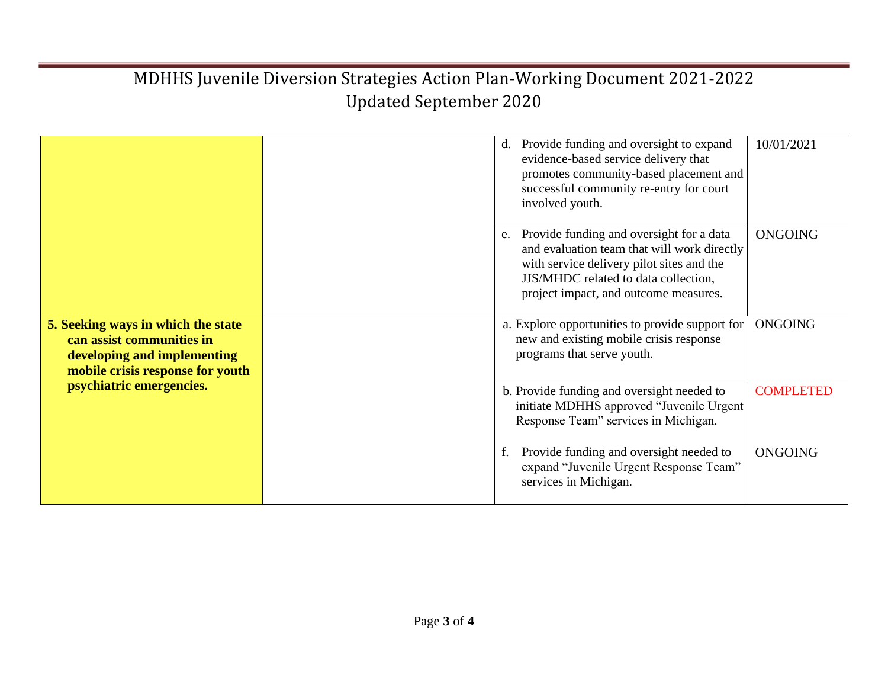# MDHHS Juvenile Diversion Strategies Action Plan-Working Document 2021-2022
## Updated September 2020

| | | | |
|---|---|---|---|
| | | d. Provide funding and oversight to expand evidence-based service delivery that promotes community-based placement and successful community re-entry for court involved youth. | 10/01/2021 |
| | | e. Provide funding and oversight for a data and evaluation team that will work directly with service delivery pilot sites and the JJS/MHDC related to data collection, project impact, and outcome measures. | ONGOING |
| **5. Seeking ways in which the state can assist communities in developing and implementing mobile crisis response for youth psychiatric emergencies.** | | a. Explore opportunities to provide support for new and existing mobile crisis response programs that serve youth. | ONGOING |
| | | b. Provide funding and oversight needed to initiate MDHHS approved "Juvenile Urgent Response Team" services in Michigan. | COMPLETED |
| | | f. Provide funding and oversight needed to expand "Juvenile Urgent Response Team" services in Michigan. | ONGOING |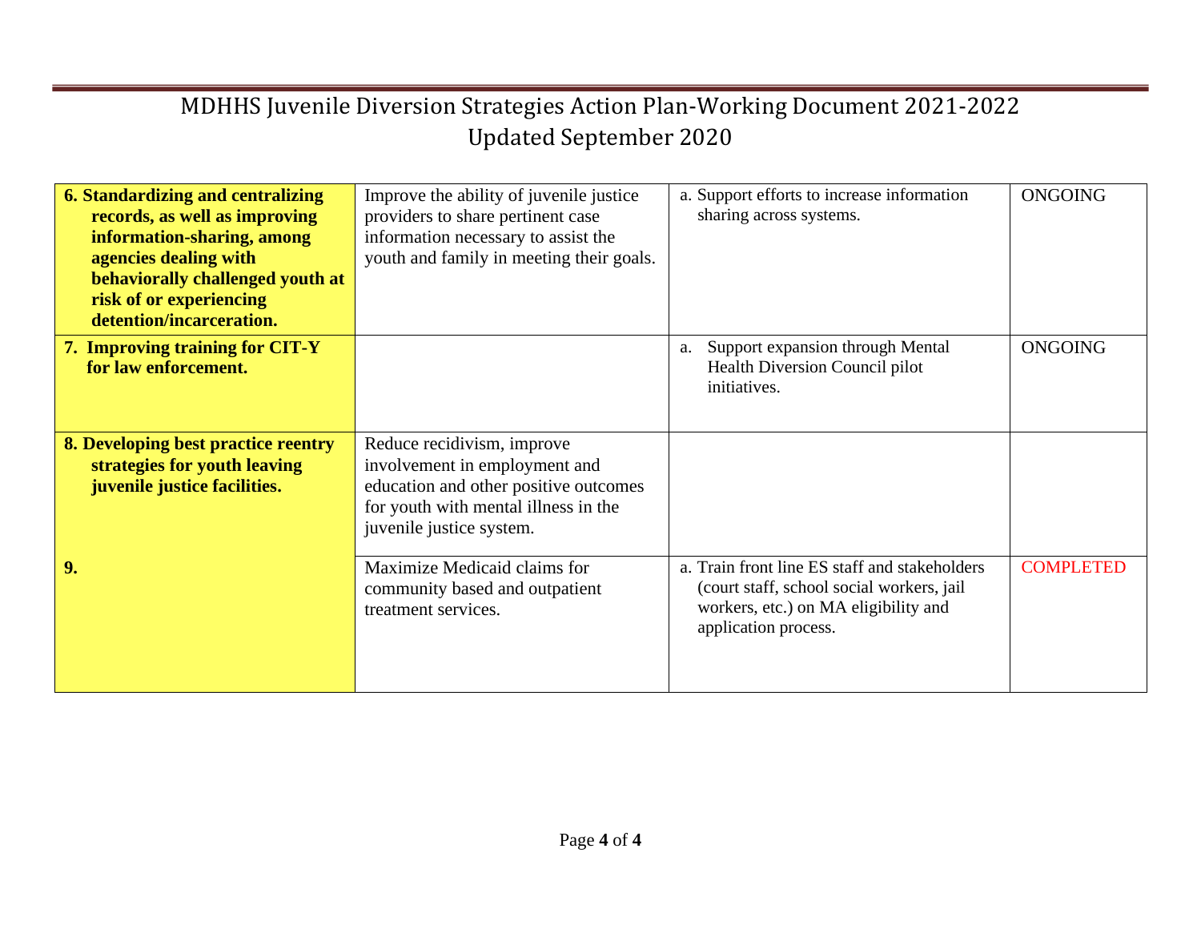# MDHHS Juvenile Diversion Strategies Action Plan-Working Document 2021-2022
## Updated September 2020

| | | | |
|---|---|---|---|
| **6. Standardizing and centralizing records, as well as improving information-sharing, among agencies dealing with behaviorally challenged youth at risk of or experiencing detention/incarceration.** | Improve the ability of juvenile justice providers to share pertinent case information necessary to assist the youth and family in meeting their goals. | a. Support efforts to increase information sharing across systems. | ONGOING |
| **7. Improving training for CIT-Y for law enforcement.** | | a. Support expansion through Mental Health Diversion Council pilot initiatives. | ONGOING |
| **8. Developing best practice reentry strategies for youth leaving juvenile justice facilities.** | Reduce recidivism, improve involvement in employment and education and other positive outcomes for youth with mental illness in the juvenile justice system. | | |
| **9.** | Maximize Medicaid claims for community based and outpatient treatment services. | a. Train front line ES staff and stakeholders (court staff, school social workers, jail workers, etc.) on MA eligibility and application process. | COMPLETED |